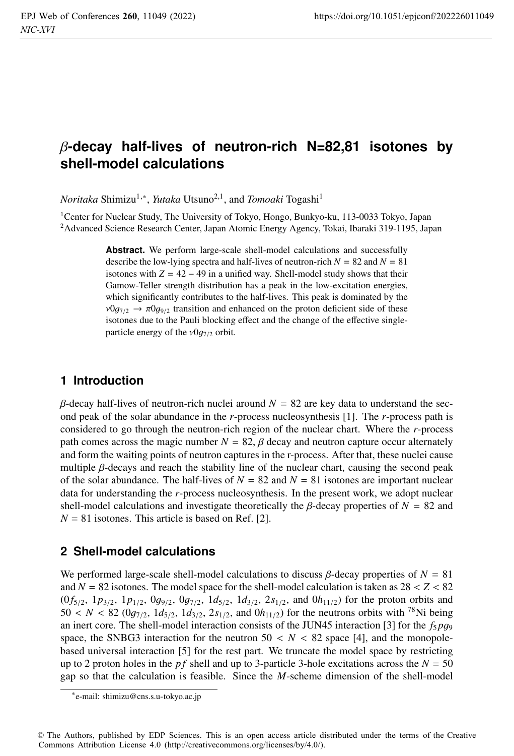# $\beta$-decay half-lives of neutron-rich N=82,81 isotones by shell-model calculations

*Noritaka* Shimizu[1,*], *Yutaka* Utsuno[2,1], and *Tomoaki* Togashi[1]

[1]Center for Nuclear Study, The University of Tokyo, Hongo, Bunkyo-ku, 113-0033 Tokyo, Japan
[2]Advanced Science Research Center, Japan Atomic Energy Agency, Tokai, Ibaraki 319-1195, Japan

**Abstract.** We perform large-scale shell-model calculations and successfully describe the low-lying spectra and half-lives of neutron-rich $N = 82$ and $N = 81$ isotones with $Z = 42 - 49$ in a unified way. Shell-model study shows that their Gamow-Teller strength distribution has a peak in the low-excitation energies, which significantly contributes to the half-lives. This peak is dominated by the $\nu 0g_{7/2} \to \pi 0g_{9/2}$ transition and enhanced on the proton deficient side of these isotones due to the Pauli blocking effect and the change of the effective single-particle energy of the $\nu 0g_{7/2}$ orbit.

## 1 Introduction

$\beta$-decay half-lives of neutron-rich nuclei around $N = 82$ are key data to understand the second peak of the solar abundance in the *r*-process nucleosynthesis [1]. The *r*-process path is considered to go through the neutron-rich region of the nuclear chart. Where the *r*-process path comes across the magic number $N = 82$, $\beta$ decay and neutron capture occur alternately and form the waiting points of neutron captures in the r-process. After that, these nuclei cause multiple $\beta$-decays and reach the stability line of the nuclear chart, causing the second peak of the solar abundance. The half-lives of $N = 82$ and $N = 81$ isotones are important nuclear data for understanding the *r*-process nucleosynthesis. In the present work, we adopt nuclear shell-model calculations and investigate theoretically the $\beta$-decay properties of $N = 82$ and $N = 81$ isotones. This article is based on Ref. [2].

## 2 Shell-model calculations

We performed large-scale shell-model calculations to discuss $\beta$-decay properties of $N = 81$ and $N = 82$ isotones. The model space for the shell-model calculation is taken as $28 < Z < 82$ ($0f_{5/2}$, $1p_{3/2}$, $1p_{1/2}$, $0g_{9/2}$, $0g_{7/2}$, $1d_{5/2}$, $1d_{3/2}$, $2s_{1/2}$, and $0h_{11/2}$) for the proton orbits and $50 < N < 82$ ($0g_{7/2}$, $1d_{5/2}$, $1d_{3/2}$, $2s_{1/2}$, and $0h_{11/2}$) for the neutrons orbits with $^{78}$Ni being an inert core. The shell-model interaction consists of the JUN45 interaction [3] for the $f_5pg_9$ space, the SNBG3 interaction for the neutron $50 < N < 82$ space [4], and the monopole-based universal interaction [5] for the rest part. We truncate the model space by restricting up to 2 proton holes in the $pf$ shell and up to 3-particle 3-hole excitations across the $N = 50$ gap so that the calculation is feasible. Since the $M$-scheme dimension of the shell-model

*e-mail: shimizu@cns.s.u-tokyo.ac.jp

© The Authors, published by EDP Sciences. This is an open access article distributed under the terms of the Creative Commons Attribution License 4.0 (http://creativecommons.org/licenses/by/4.0/).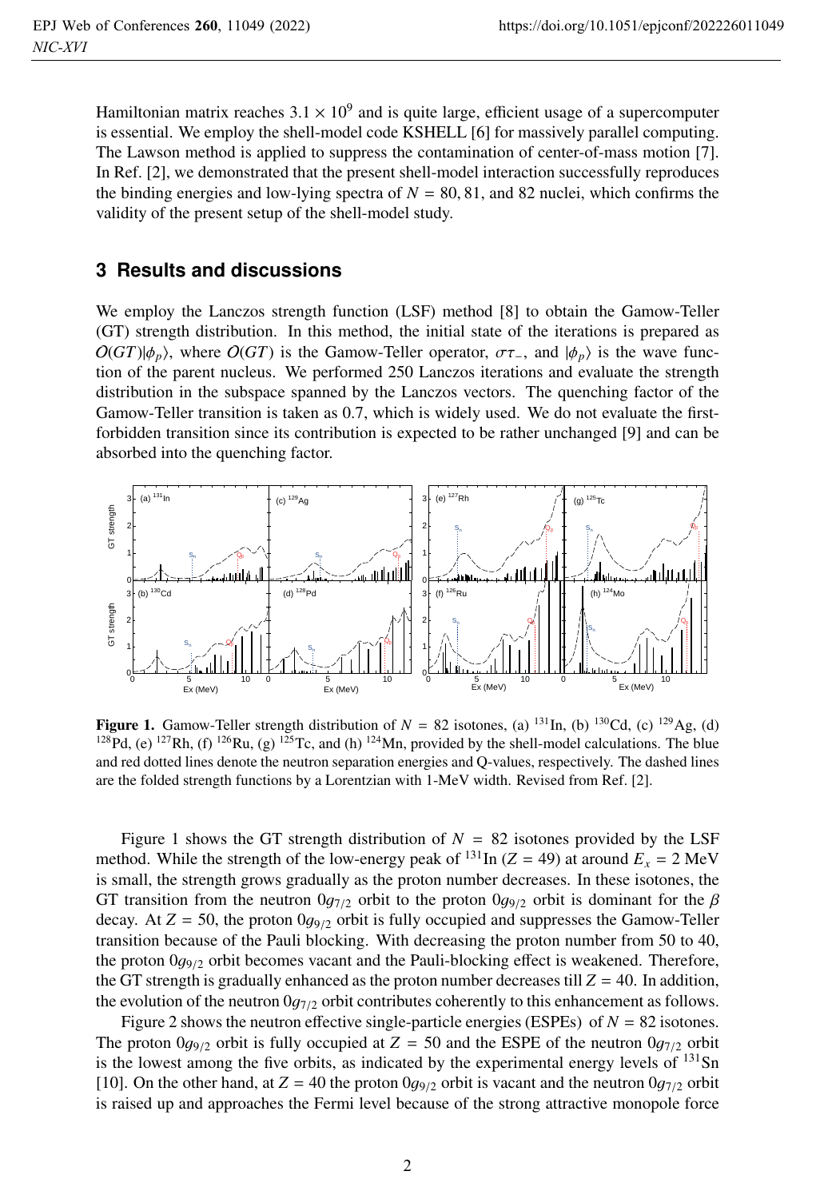Hamiltonian matrix reaches $3.1 \times 10^9$ and is quite large, efficient usage of a supercomputer is essential. We employ the shell-model code KSHELL [6] for massively parallel computing. The Lawson method is applied to suppress the contamination of center-of-mass motion [7]. In Ref. [2], we demonstrated that the present shell-model interaction successfully reproduces the binding energies and low-lying spectra of $N = 80, 81$, and 82 nuclei, which confirms the validity of the present setup of the shell-model study.

## 3 Results and discussions

We employ the Lanczos strength function (LSF) method [8] to obtain the Gamow-Teller (GT) strength distribution. In this method, the initial state of the iterations is prepared as $O(GT)|\phi_p\rangle$, where $O(GT)$ is the Gamow-Teller operator, $\sigma\tau_-$, and $|\phi_p\rangle$ is the wave function of the parent nucleus. We performed 250 Lanczos iterations and evaluate the strength distribution in the subspace spanned by the Lanczos vectors. The quenching factor of the Gamow-Teller transition is taken as 0.7, which is widely used. We do not evaluate the first-forbidden transition since its contribution is expected to be rather unchanged [9] and can be absorbed into the quenching factor.

**Figure 1.** Gamow-Teller strength distribution of $N = 82$ isotones, (a) $^{131}$In, (b) $^{130}$Cd, (c) $^{129}$Ag, (d) $^{128}$Pd, (e) $^{127}$Rh, (f) $^{126}$Ru, (g) $^{125}$Tc, and (h) $^{124}$Mn, provided by the shell-model calculations. The blue and red dotted lines denote the neutron separation energies and Q-values, respectively. The dashed lines are the folded strength functions by a Lorentzian with 1-MeV width. Revised from Ref. [2].

Figure 1 shows the GT strength distribution of $N = 82$ isotones provided by the LSF method. While the strength of the low-energy peak of $^{131}$In ($Z = 49$) at around $E_x = 2$ MeV is small, the strength grows gradually as the proton number decreases. In these isotones, the GT transition from the neutron $0g_{7/2}$ orbit to the proton $0g_{9/2}$ orbit is dominant for the $\beta$ decay. At $Z = 50$, the proton $0g_{9/2}$ orbit is fully occupied and suppresses the Gamow-Teller transition because of the Pauli blocking. With decreasing the proton number from 50 to 40, the proton $0g_{9/2}$ orbit becomes vacant and the Pauli-blocking effect is weakened. Therefore, the GT strength is gradually enhanced as the proton number decreases till $Z = 40$. In addition, the evolution of the neutron $0g_{7/2}$ orbit contributes coherently to this enhancement as follows.

Figure 2 shows the neutron effective single-particle energies (ESPEs) of $N = 82$ isotones. The proton $0g_{9/2}$ orbit is fully occupied at $Z = 50$ and the ESPE of the neutron $0g_{7/2}$ orbit is the lowest among the five orbits, as indicated by the experimental energy levels of $^{131}$Sn [10]. On the other hand, at $Z = 40$ the proton $0g_{9/2}$ orbit is vacant and the neutron $0g_{7/2}$ orbit is raised up and approaches the Fermi level because of the strong attractive monopole force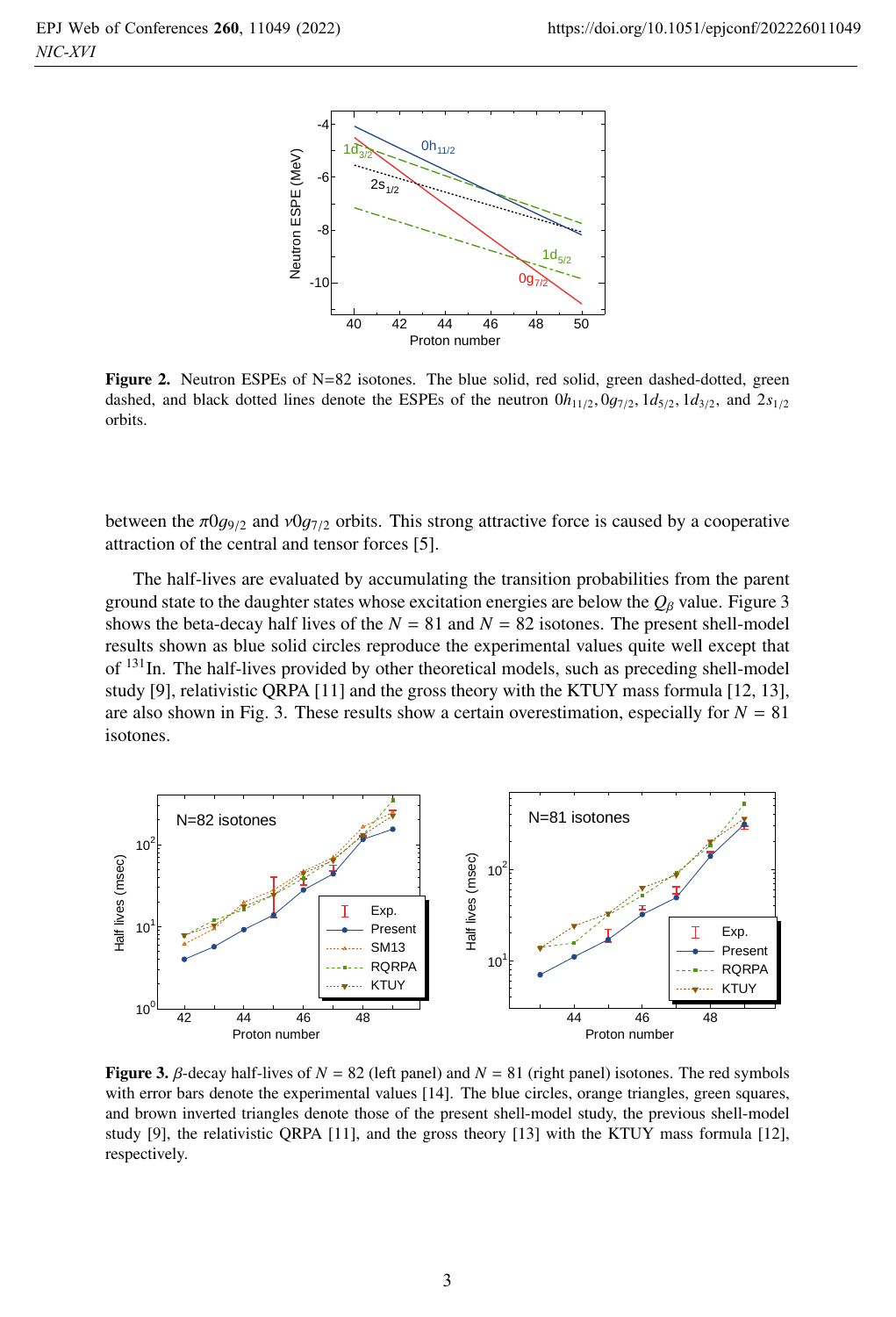**Figure 2.** Neutron ESPEs of N=82 isotones. The blue solid, red solid, green dashed-dotted, green dashed, and black dotted lines denote the ESPEs of the neutron $0h_{11/2}, 0g_{7/2}, 1d_{5/2}, 1d_{3/2}$, and $2s_{1/2}$ orbits.

between the $\pi 0g_{9/2}$ and $\nu 0g_{7/2}$ orbits. This strong attractive force is caused by a cooperative attraction of the central and tensor forces [5].

The half-lives are evaluated by accumulating the transition probabilities from the parent ground state to the daughter states whose excitation energies are below the $Q_\beta$ value. Figure 3 shows the beta-decay half lives of the $N = 81$ and $N = 82$ isotones. The present shell-model results shown as blue solid circles reproduce the experimental values quite well except that of $^{131}$In. The half-lives provided by other theoretical models, such as preceding shell-model study [9], relativistic QRPA [11] and the gross theory with the KTUY mass formula [12, 13], are also shown in Fig. 3. These results show a certain overestimation, especially for $N = 81$ isotones.

**Figure 3.** $\beta$-decay half-lives of $N = 82$ (left panel) and $N = 81$ (right panel) isotones. The red symbols with error bars denote the experimental values [14]. The blue circles, orange triangles, green squares, and brown inverted triangles denote those of the present shell-model study, the previous shell-model study [9], the relativistic QRPA [11], and the gross theory [13] with the KTUY mass formula [12], respectively.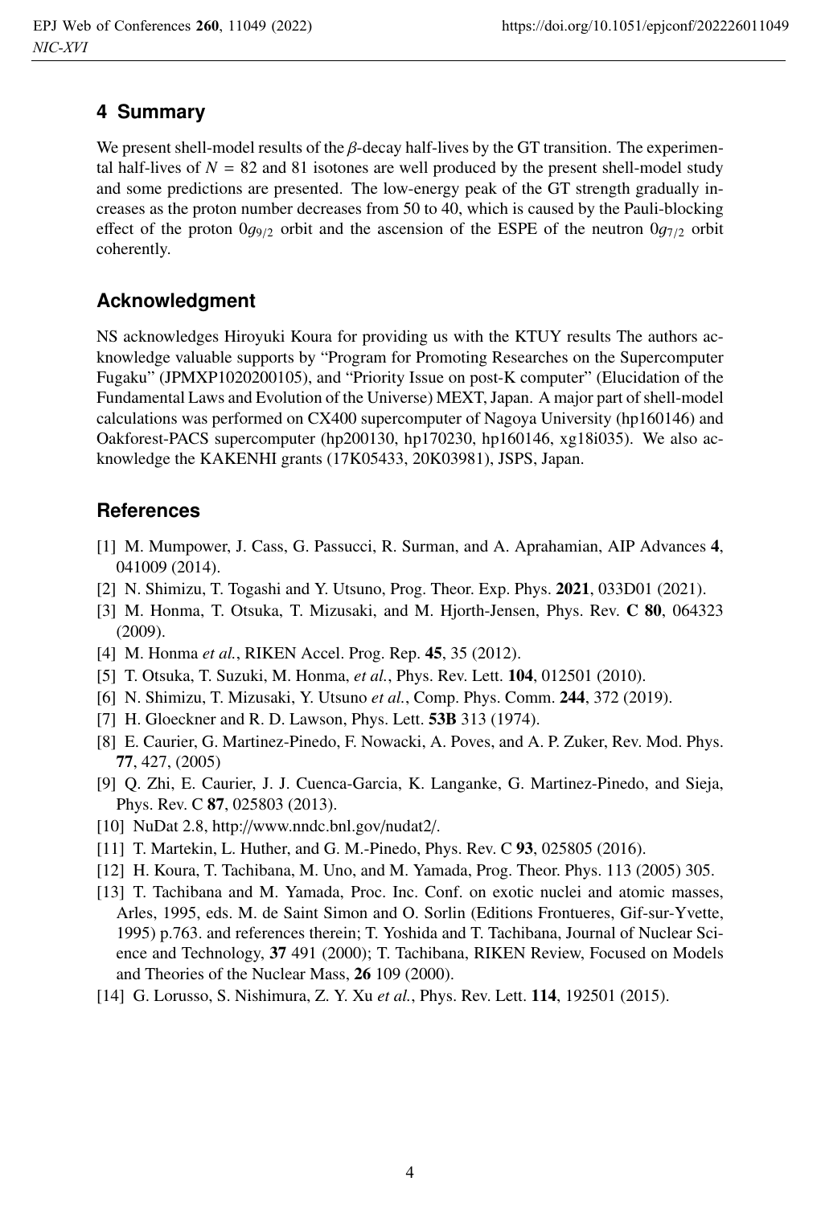## 4 Summary

We present shell-model results of the $\beta$-decay half-lives by the GT transition. The experimental half-lives of $N = 82$ and 81 isotones are well produced by the present shell-model study and some predictions are presented. The low-energy peak of the GT strength gradually increases as the proton number decreases from 50 to 40, which is caused by the Pauli-blocking effect of the proton $0g_{9/2}$ orbit and the ascension of the ESPE of the neutron $0g_{7/2}$ orbit coherently.

## Acknowledgment

NS acknowledges Hiroyuki Koura for providing us with the KTUY results The authors acknowledge valuable supports by "Program for Promoting Researches on the Supercomputer Fugaku" (JPMXP1020200105), and "Priority Issue on post-K computer" (Elucidation of the Fundamental Laws and Evolution of the Universe) MEXT, Japan. A major part of shell-model calculations was performed on CX400 supercomputer of Nagoya University (hp160146) and Oakforest-PACS supercomputer (hp200130, hp170230, hp160146, xg18i035). We also acknowledge the KAKENHI grants (17K05433, 20K03981), JSPS, Japan.

## References

[1] M. Mumpower, J. Cass, G. Passucci, R. Surman, and A. Aprahamian, AIP Advances **4**, 041009 (2014).

[2] N. Shimizu, T. Togashi and Y. Utsuno, Prog. Theor. Exp. Phys. **2021**, 033D01 (2021).

[3] M. Honma, T. Otsuka, T. Mizusaki, and M. Hjorth-Jensen, Phys. Rev. **C 80**, 064323 (2009).

[4] M. Honma *et al.*, RIKEN Accel. Prog. Rep. **45**, 35 (2012).

[5] T. Otsuka, T. Suzuki, M. Honma, *et al.*, Phys. Rev. Lett. **104**, 012501 (2010).

[6] N. Shimizu, T. Mizusaki, Y. Utsuno *et al.*, Comp. Phys. Comm. **244**, 372 (2019).

[7] H. Gloeckner and R. D. Lawson, Phys. Lett. **53B** 313 (1974).

[8] E. Caurier, G. Martinez-Pinedo, F. Nowacki, A. Poves, and A. P. Zuker, Rev. Mod. Phys. **77**, 427, (2005)

[9] Q. Zhi, E. Caurier, J. J. Cuenca-Garcia, K. Langanke, G. Martinez-Pinedo, and Sieja, Phys. Rev. C **87**, 025803 (2013).

[10] NuDat 2.8, http://www.nndc.bnl.gov/nudat2/.

[11] T. Martekin, L. Huther, and G. M.-Pinedo, Phys. Rev. C **93**, 025805 (2016).

[12] H. Koura, T. Tachibana, M. Uno, and M. Yamada, Prog. Theor. Phys. 113 (2005) 305.

[13] T. Tachibana and M. Yamada, Proc. Inc. Conf. on exotic nuclei and atomic masses, Arles, 1995, eds. M. de Saint Simon and O. Sorlin (Editions Frontueres, Gif-sur-Yvette, 1995) p.763. and references therein; T. Yoshida and T. Tachibana, Journal of Nuclear Science and Technology, **37** 491 (2000); T. Tachibana, RIKEN Review, Focused on Models and Theories of the Nuclear Mass, **26** 109 (2000).

[14] G. Lorusso, S. Nishimura, Z. Y. Xu *et al.*, Phys. Rev. Lett. **114**, 192501 (2015).